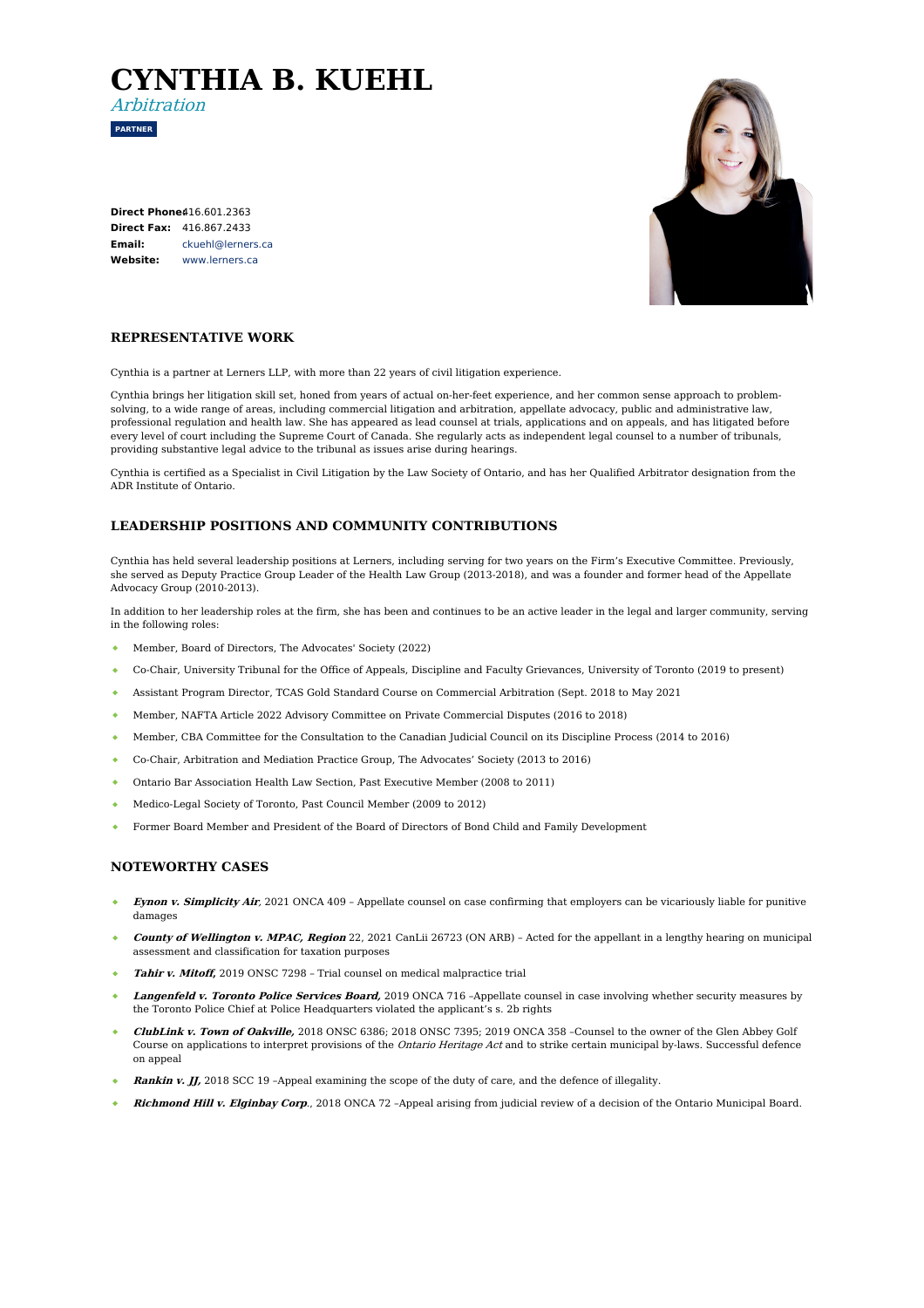# CYNTHIA B. KUEHL

*Arbitration*

**PARTNER**

**Direct Phone:** 416.601.2363
**Direct Fax:** 416.867.2433
**Email:** ckuehl@lerners.ca
**Website:** www.lerners.ca

## REPRESENTATIVE WORK

Cynthia is a partner at Lerners LLP, with more than 22 years of civil litigation experience.

Cynthia brings her litigation skill set, honed from years of actual on-her-feet experience, and her common sense approach to problem-solving, to a wide range of areas, including commercial litigation and arbitration, appellate advocacy, public and administrative law, professional regulation and health law. She has appeared as lead counsel at trials, applications and on appeals, and has litigated before every level of court including the Supreme Court of Canada. She regularly acts as independent legal counsel to a number of tribunals, providing substantive legal advice to the tribunal as issues arise during hearings.

Cynthia is certified as a Specialist in Civil Litigation by the Law Society of Ontario, and has her Qualified Arbitrator designation from the ADR Institute of Ontario.

## LEADERSHIP POSITIONS AND COMMUNITY CONTRIBUTIONS

Cynthia has held several leadership positions at Lerners, including serving for two years on the Firm's Executive Committee. Previously, she served as Deputy Practice Group Leader of the Health Law Group (2013-2018), and was a founder and former head of the Appellate Advocacy Group (2010-2013).

In addition to her leadership roles at the firm, she has been and continues to be an active leader in the legal and larger community, serving in the following roles:

- Member, Board of Directors, The Advocates' Society (2022)
- Co-Chair, University Tribunal for the Office of Appeals, Discipline and Faculty Grievances, University of Toronto (2019 to present)
- Assistant Program Director, TCAS Gold Standard Course on Commercial Arbitration (Sept. 2018 to May 2021
- Member, NAFTA Article 2022 Advisory Committee on Private Commercial Disputes (2016 to 2018)
- Member, CBA Committee for the Consultation to the Canadian Judicial Council on its Discipline Process (2014 to 2016)
- Co-Chair, Arbitration and Mediation Practice Group, The Advocates' Society (2013 to 2016)
- Ontario Bar Association Health Law Section, Past Executive Member (2008 to 2011)
- Medico-Legal Society of Toronto, Past Council Member (2009 to 2012)
- Former Board Member and President of the Board of Directors of Bond Child and Family Development

## NOTEWORTHY CASES

- ***Eynon v. Simplicity Air***, 2021 ONCA 409 – Appellate counsel on case confirming that employers can be vicariously liable for punitive damages
- ***County of Wellington v. MPAC, Region*** 22, 2021 CanLii 26723 (ON ARB) – Acted for the appellant in a lengthy hearing on municipal assessment and classification for taxation purposes
- ***Tahir v. Mitoff,*** 2019 ONSC 7298 – Trial counsel on medical malpractice trial
- ***Langenfeld v. Toronto Police Services Board,*** 2019 ONCA 716 –Appellate counsel in case involving whether security measures by the Toronto Police Chief at Police Headquarters violated the applicant's s. 2b rights
- ***ClubLink v. Town of Oakville,*** 2018 ONSC 6386; 2018 ONSC 7395; 2019 ONCA 358 –Counsel to the owner of the Glen Abbey Golf Course on applications to interpret provisions of the *Ontario Heritage Act* and to strike certain municipal by-laws. Successful defence on appeal
- ***Rankin v. JJ,*** 2018 SCC 19 –Appeal examining the scope of the duty of care, and the defence of illegality.
- ***Richmond Hill v. Elginbay Corp***., 2018 ONCA 72 –Appeal arising from judicial review of a decision of the Ontario Municipal Board.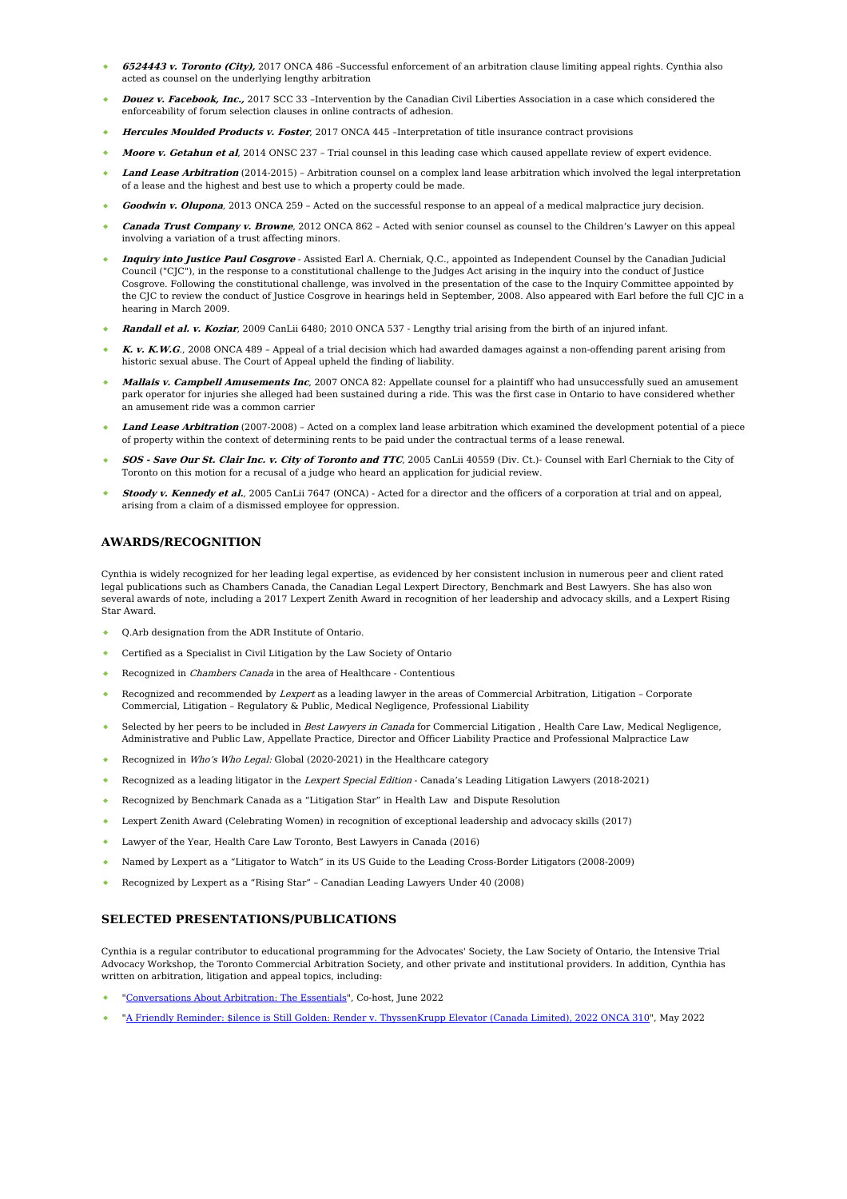- ***6524443 v. Toronto (City),*** 2017 ONCA 486 –Successful enforcement of an arbitration clause limiting appeal rights. Cynthia also acted as counsel on the underlying lengthy arbitration
- ***Douez v. Facebook, Inc.,*** 2017 SCC 33 –Intervention by the Canadian Civil Liberties Association in a case which considered the enforceability of forum selection clauses in online contracts of adhesion.
- ***Hercules Moulded Products v. Foster***, 2017 ONCA 445 –Interpretation of title insurance contract provisions
- ***Moore v. Getahun et al***, 2014 ONSC 237 – Trial counsel in this leading case which caused appellate review of expert evidence.
- ***Land Lease Arbitration*** (2014-2015) – Arbitration counsel on a complex land lease arbitration which involved the legal interpretation of a lease and the highest and best use to which a property could be made.
- ***Goodwin v. Olupona***, 2013 ONCA 259 – Acted on the successful response to an appeal of a medical malpractice jury decision.
- ***Canada Trust Company v. Browne***, 2012 ONCA 862 – Acted with senior counsel as counsel to the Children's Lawyer on this appeal involving a variation of a trust affecting minors.
- ***Inquiry into Justice Paul Cosgrove*** - Assisted Earl A. Cherniak, Q.C., appointed as Independent Counsel by the Canadian Judicial Council ("CJC"), in the response to a constitutional challenge to the Judges Act arising in the inquiry into the conduct of Justice Cosgrove. Following the constitutional challenge, was involved in the presentation of the case to the Inquiry Committee appointed by the CJC to review the conduct of Justice Cosgrove in hearings held in September, 2008. Also appeared with Earl before the full CJC in a hearing in March 2009.
- ***Randall et al. v. Koziar***, 2009 CanLii 6480; 2010 ONCA 537 - Lengthy trial arising from the birth of an injured infant.
- ***K. v. K.W.G.***, 2008 ONCA 489 – Appeal of a trial decision which had awarded damages against a non-offending parent arising from historic sexual abuse. The Court of Appeal upheld the finding of liability.
- ***Mallais v. Campbell Amusements Inc***, 2007 ONCA 82: Appellate counsel for a plaintiff who had unsuccessfully sued an amusement park operator for injuries she alleged had been sustained during a ride. This was the first case in Ontario to have considered whether an amusement ride was a common carrier
- ***Land Lease Arbitration*** (2007-2008) – Acted on a complex land lease arbitration which examined the development potential of a piece of property within the context of determining rents to be paid under the contractual terms of a lease renewal.
- ***SOS - Save Our St. Clair Inc. v. City of Toronto and TTC***, 2005 CanLii 40559 (Div. Ct.)- Counsel with Earl Cherniak to the City of Toronto on this motion for a recusal of a judge who heard an application for judicial review.
- ***Stoody v. Kennedy et al.***, 2005 CanLii 7647 (ONCA) - Acted for a director and the officers of a corporation at trial and on appeal, arising from a claim of a dismissed employee for oppression.

## AWARDS/RECOGNITION

Cynthia is widely recognized for her leading legal expertise, as evidenced by her consistent inclusion in numerous peer and client rated legal publications such as Chambers Canada, the Canadian Legal Lexpert Directory, Benchmark and Best Lawyers. She has also won several awards of note, including a 2017 Lexpert Zenith Award in recognition of her leadership and advocacy skills, and a Lexpert Rising Star Award.

- Q.Arb designation from the ADR Institute of Ontario.
- Certified as a Specialist in Civil Litigation by the Law Society of Ontario
- Recognized in *Chambers Canada* in the area of Healthcare - Contentious
- Recognized and recommended by *Lexpert* as a leading lawyer in the areas of Commercial Arbitration, Litigation – Corporate Commercial, Litigation – Regulatory & Public, Medical Negligence, Professional Liability
- Selected by her peers to be included in *Best Lawyers in Canada* for Commercial Litigation , Health Care Law, Medical Negligence, Administrative and Public Law, Appellate Practice, Director and Officer Liability Practice and Professional Malpractice Law
- Recognized in *Who's Who Legal:* Global (2020-2021) in the Healthcare category
- Recognized as a leading litigator in the *Lexpert Special Edition* - Canada's Leading Litigation Lawyers (2018-2021)
- Recognized by Benchmark Canada as a "Litigation Star" in Health Law and Dispute Resolution
- Lexpert Zenith Award (Celebrating Women) in recognition of exceptional leadership and advocacy skills (2017)
- Lawyer of the Year, Health Care Law Toronto, Best Lawyers in Canada (2016)
- Named by Lexpert as a "Litigator to Watch" in its US Guide to the Leading Cross-Border Litigators (2008-2009)
- Recognized by Lexpert as a "Rising Star" – Canadian Leading Lawyers Under 40 (2008)

## SELECTED PRESENTATIONS/PUBLICATIONS

Cynthia is a regular contributor to educational programming for the Advocates' Society, the Law Society of Ontario, the Intensive Trial Advocacy Workshop, the Toronto Commercial Arbitration Society, and other private and institutional providers. In addition, Cynthia has written on arbitration, litigation and appeal topics, including:

- "Conversations About Arbitration: The Essentials", Co-host, June 2022
- "A Friendly Reminder: $ilence is Still Golden: Render v. ThyssenKrupp Elevator (Canada Limited), 2022 ONCA 310", May 2022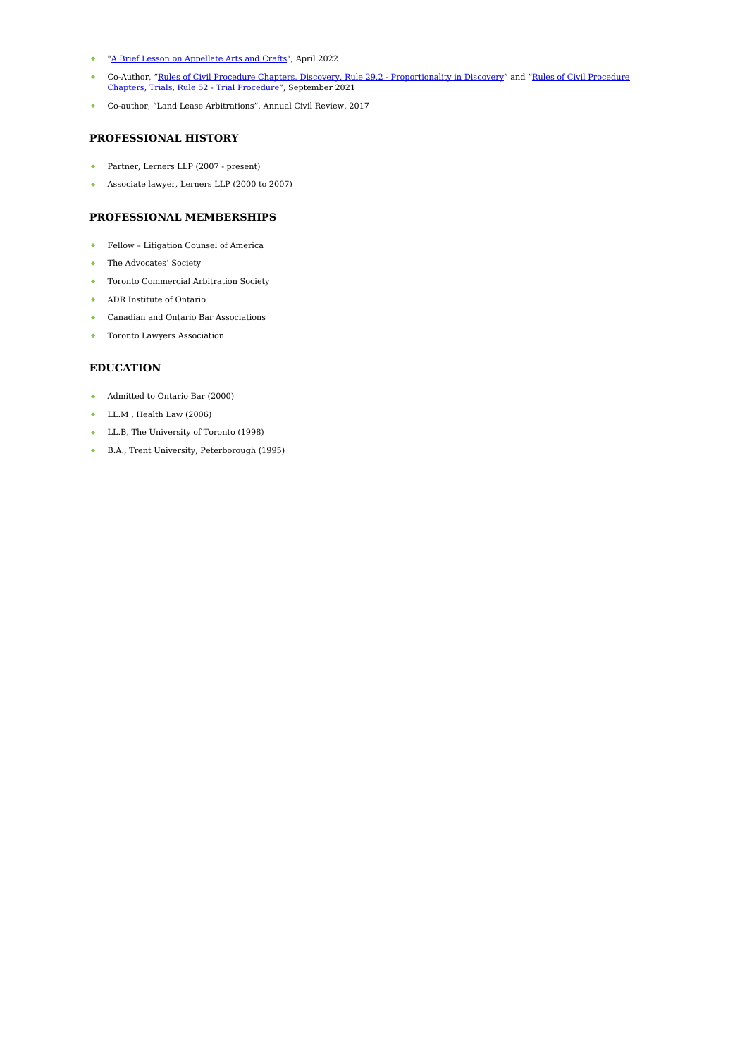- "A Brief Lesson on Appellate Arts and Crafts", April 2022
- Co-Author, "Rules of Civil Procedure Chapters, Discovery, Rule 29.2 - Proportionality in Discovery" and "Rules of Civil Procedure Chapters, Trials, Rule 52 - Trial Procedure", September 2021
- Co-author, "Land Lease Arbitrations", Annual Civil Review, 2017

## PROFESSIONAL HISTORY

- Partner, Lerners LLP (2007 - present)
- Associate lawyer, Lerners LLP (2000 to 2007)

## PROFESSIONAL MEMBERSHIPS

- Fellow – Litigation Counsel of America
- The Advocates' Society
- Toronto Commercial Arbitration Society
- ADR Institute of Ontario
- Canadian and Ontario Bar Associations
- Toronto Lawyers Association

## EDUCATION

- Admitted to Ontario Bar (2000)
- LL.M , Health Law (2006)
- LL.B, The University of Toronto (1998)
- B.A., Trent University, Peterborough (1995)